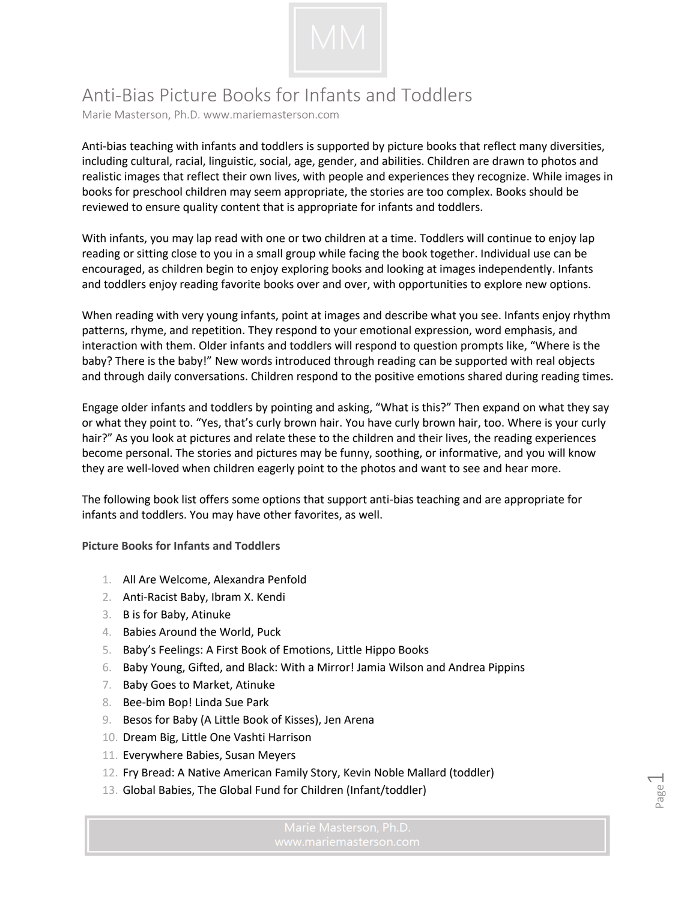# Anti-Bias Picture Books for Infants and Toddlers

Marie Masterson, Ph.D. www.mariemasterson.com

Anti-bias teaching with infants and toddlers is supported by picture books that reflect many diversities, including cultural, racial, linguistic, social, age, gender, and abilities. Children are drawn to photos and realistic images that reflect their own lives, with people and experiences they recognize. While images in books for preschool children may seem appropriate, the stories are too complex. Books should be reviewed to ensure quality content that is appropriate for infants and toddlers.

With infants, you may lap read with one or two children at a time. Toddlers will continue to enjoy lap reading or sitting close to you in a small group while facing the book together. Individual use can be encouraged, as children begin to enjoy exploring books and looking at images independently. Infants and toddlers enjoy reading favorite books over and over, with opportunities to explore new options.

When reading with very young infants, point at images and describe what you see. Infants enjoy rhythm patterns, rhyme, and repetition. They respond to your emotional expression, word emphasis, and interaction with them. Older infants and toddlers will respond to question prompts like, "Where is the baby? There is the baby!" New words introduced through reading can be supported with real objects and through daily conversations. Children respond to the positive emotions shared during reading times.

Engage older infants and toddlers by pointing and asking, "What is this?" Then expand on what they say or what they point to. "Yes, that's curly brown hair. You have curly brown hair, too. Where is your curly hair?" As you look at pictures and relate these to the children and their lives, the reading experiences become personal. The stories and pictures may be funny, soothing, or informative, and you will know they are well-loved when children eagerly point to the photos and want to see and hear more.

The following book list offers some options that support anti-bias teaching and are appropriate for infants and toddlers. You may have other favorites, as well.

**Picture Books for Infants and Toddlers**

1. All Are Welcome, Alexandra Penfold
2. Anti-Racist Baby, Ibram X. Kendi
3. B is for Baby, Atinuke
4. Babies Around the World, Puck
5. Baby's Feelings: A First Book of Emotions, Little Hippo Books
6. Baby Young, Gifted, and Black: With a Mirror! Jamia Wilson and Andrea Pippins
7. Baby Goes to Market, Atinuke
8. Bee-bim Bop! Linda Sue Park
9. Besos for Baby (A Little Book of Kisses), Jen Arena
10. Dream Big, Little One Vashti Harrison
11. Everywhere Babies, Susan Meyers
12. Fry Bread: A Native American Family Story, Kevin Noble Mallard (toddler)
13. Global Babies, The Global Fund for Children (Infant/toddler)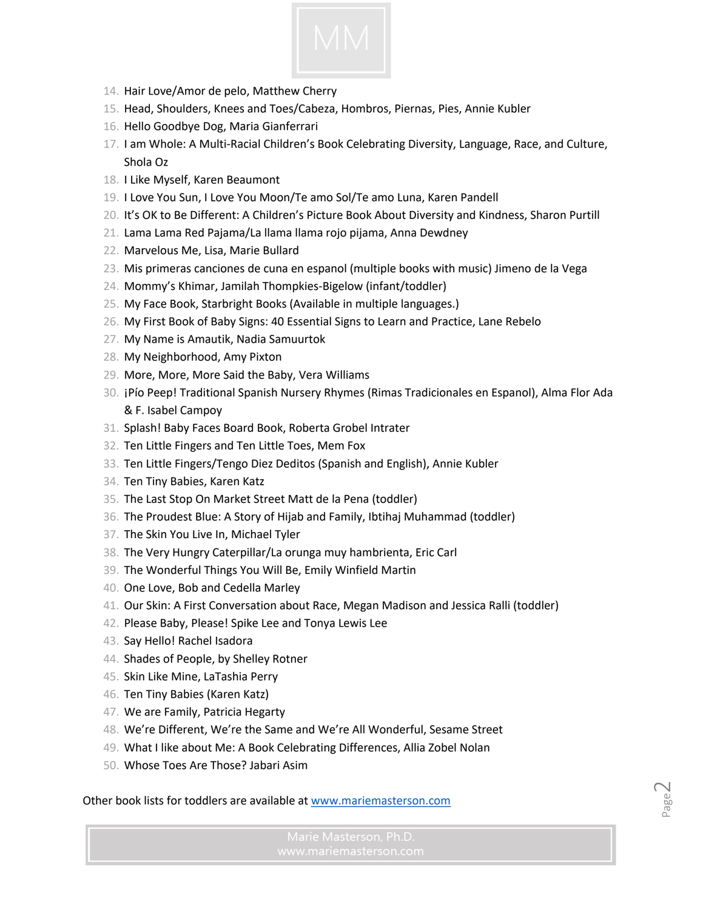14. Hair Love/Amor de pelo, Matthew Cherry
15. Head, Shoulders, Knees and Toes/Cabeza, Hombros, Piernas, Pies, Annie Kubler
16. Hello Goodbye Dog, Maria Gianferrari
17. I am Whole: A Multi-Racial Children's Book Celebrating Diversity, Language, Race, and Culture, Shola Oz
18. I Like Myself, Karen Beaumont
19. I Love You Sun, I Love You Moon/Te amo Sol/Te amo Luna, Karen Pandell
20. It's OK to Be Different: A Children's Picture Book About Diversity and Kindness, Sharon Purtill
21. Lama Lama Red Pajama/La llama llama rojo pijama, Anna Dewdney
22. Marvelous Me, Lisa, Marie Bullard
23. Mis primeras canciones de cuna en espanol (multiple books with music) Jimeno de la Vega
24. Mommy's Khimar, Jamilah Thompkies-Bigelow (infant/toddler)
25. My Face Book, Starbright Books (Available in multiple languages.)
26. My First Book of Baby Signs: 40 Essential Signs to Learn and Practice, Lane Rebelo
27. My Name is Amautik, Nadia Samuurtok
28. My Neighborhood, Amy Pixton
29. More, More, More Said the Baby, Vera Williams
30. ¡Pío Peep! Traditional Spanish Nursery Rhymes (Rimas Tradicionales en Espanol), Alma Flor Ada & F. Isabel Campoy
31. Splash! Baby Faces Board Book, Roberta Grobel Intrater
32. Ten Little Fingers and Ten Little Toes, Mem Fox
33. Ten Little Fingers/Tengo Diez Deditos (Spanish and English), Annie Kubler
34. Ten Tiny Babies, Karen Katz
35. The Last Stop On Market Street Matt de la Pena (toddler)
36. The Proudest Blue: A Story of Hijab and Family, Ibtihaj Muhammad (toddler)
37. The Skin You Live In, Michael Tyler
38. The Very Hungry Caterpillar/La orunga muy hambrienta, Eric Carl
39. The Wonderful Things You Will Be, Emily Winfield Martin
40. One Love, Bob and Cedella Marley
41. Our Skin: A First Conversation about Race, Megan Madison and Jessica Ralli (toddler)
42. Please Baby, Please! Spike Lee and Tonya Lewis Lee
43. Say Hello! Rachel Isadora
44. Shades of People, by Shelley Rotner
45. Skin Like Mine, LaTashia Perry
46. Ten Tiny Babies (Karen Katz)
47. We are Family, Patricia Hegarty
48. We're Different, We're the Same and We're All Wonderful, Sesame Street
49. What I like about Me: A Book Celebrating Differences, Allia Zobel Nolan
50. Whose Toes Are Those? Jabari Asim

Other book lists for toddlers are available at www.mariemasterson.com